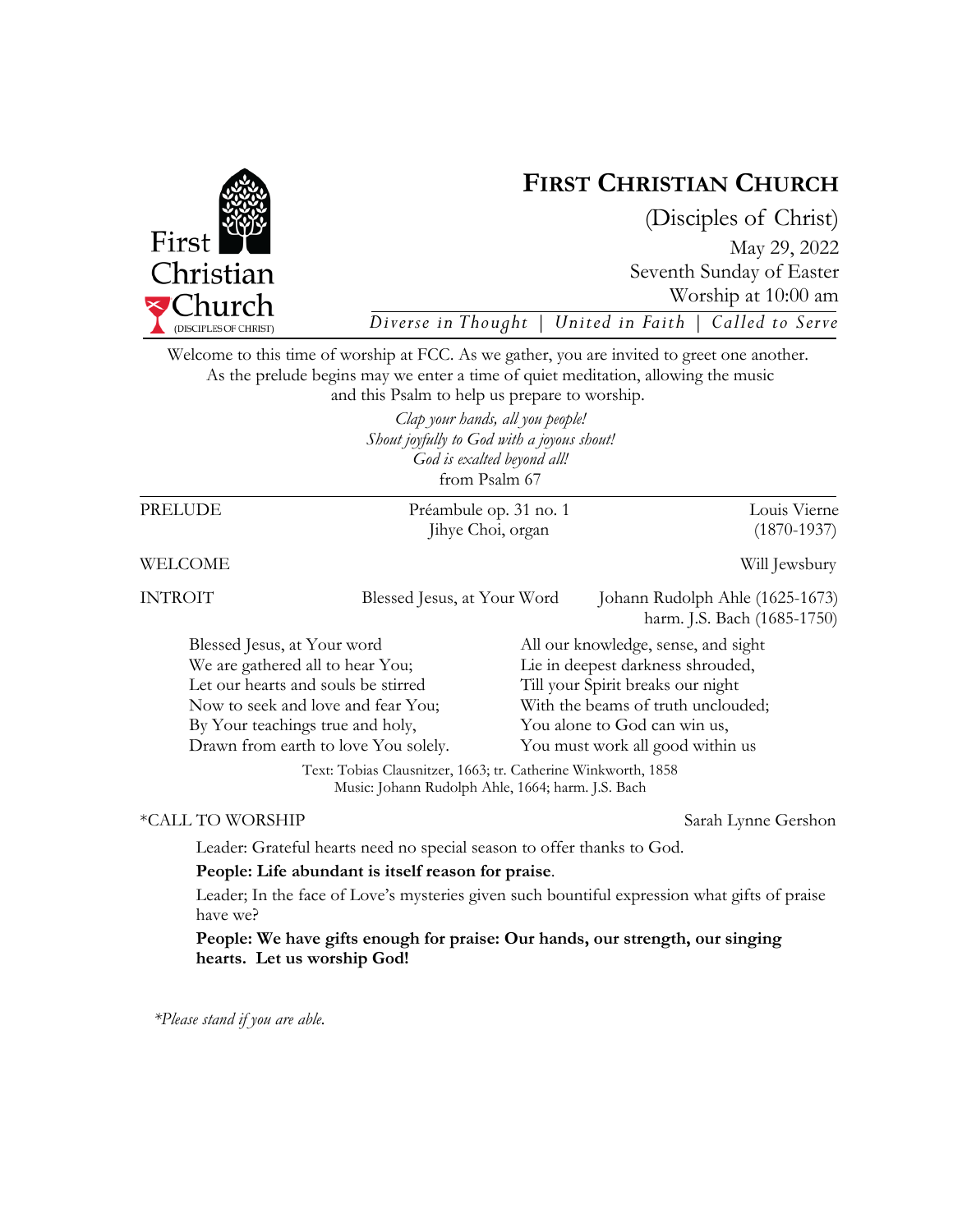First Christian Church (DISCIPLES OF CHRIST)

# FIRST CHRISTIAN CHURCH

(Disciples of Christ)

May 29, 2022

Seventh Sunday of Easter

Worship at 10:00 am

*Diverse in Thought | United in Faith | Called to Serve*

Welcome to this time of worship at FCC. As we gather, you are invited to greet one another. As the prelude begins may we enter a time of quiet meditation, allowing the music and this Psalm to help us prepare to worship.

*Clap your hands, all you people!*
*Shout joyfully to God with a joyous shout!*
*God is exalted beyond all!*
from Psalm 67

---

PRELUDE — Préambule op. 31 no. 1 — Louis Vierne (1870-1937)
Jihye Choi, organ

WELCOME — Will Jewsbury

INTROIT — Blessed Jesus, at Your Word — Johann Rudolph Ahle (1625-1673), harm. J.S. Bach (1685-1750)

Blessed Jesus, at Your word
We are gathered all to hear You;
Let our hearts and souls be stirred
Now to seek and love and fear You;
By Your teachings true and holy,
Drawn from earth to love You solely.

All our knowledge, sense, and sight
Lie in deepest darkness shrouded,
Till your Spirit breaks our night
With the beams of truth unclouded;
You alone to God can win us,
You must work all good within us

Text: Tobias Clausnitzer, 1663; tr. Catherine Winkworth, 1858
Music: Johann Rudolph Ahle, 1664; harm. J.S. Bach

*CALL TO WORSHIP — Sarah Lynne Gershon

Leader: Grateful hearts need no special season to offer thanks to God.

**People: Life abundant is itself reason for praise**.

Leader; In the face of Love's mysteries given such bountiful expression what gifts of praise have we?

**People: We have gifts enough for praise: Our hands, our strength, our singing hearts. Let us worship God!**

*\*Please stand if you are able.*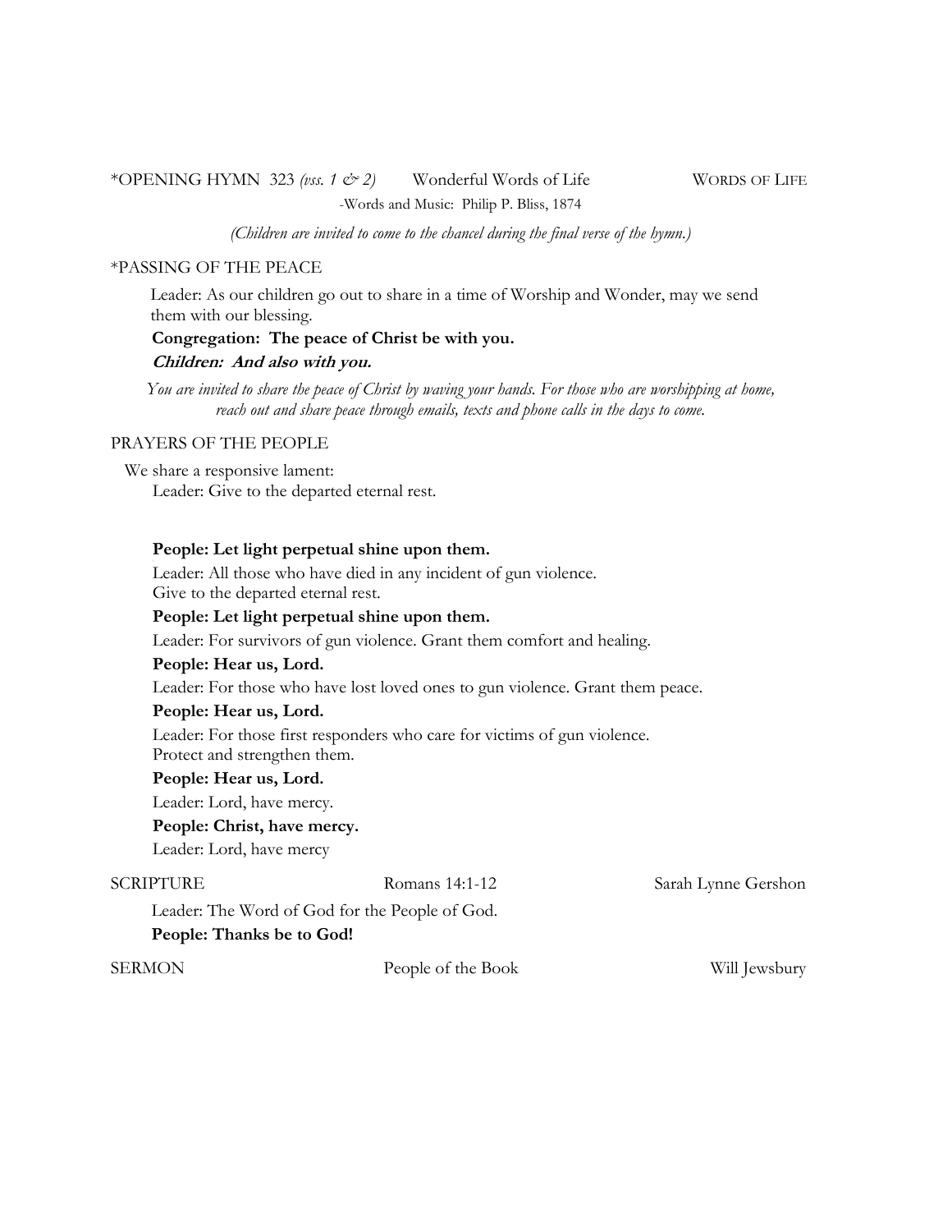\*OPENING HYMN 323 *(vss. 1 & 2)* Wonderful Words of Life WORDS OF LIFE

-Words and Music: Philip P. Bliss, 1874

*(Children are invited to come to the chancel during the final verse of the hymn.)*

\*PASSING OF THE PEACE

Leader: As our children go out to share in a time of Worship and Wonder, may we send them with our blessing.

**Congregation: The peace of Christ be with you.**

***Children: And also with you.***

*You are invited to share the peace of Christ by waving your hands. For those who are worshipping at home, reach out and share peace through emails, texts and phone calls in the days to come.*

PRAYERS OF THE PEOPLE

We share a responsive lament:

Leader: Give to the departed eternal rest.

**People: Let light perpetual shine upon them.**

Leader: All those who have died in any incident of gun violence.
Give to the departed eternal rest.

**People: Let light perpetual shine upon them.**

Leader: For survivors of gun violence. Grant them comfort and healing.

**People: Hear us, Lord.**

Leader: For those who have lost loved ones to gun violence. Grant them peace.

**People: Hear us, Lord.**

Leader: For those first responders who care for victims of gun violence.
Protect and strengthen them.

**People: Hear us, Lord.**

Leader: Lord, have mercy.

**People: Christ, have mercy.**

Leader: Lord, have mercy

SCRIPTURE Romans 14:1-12 Sarah Lynne Gershon

Leader: The Word of God for the People of God.

**People: Thanks be to God!**

SERMON People of the Book Will Jewsbury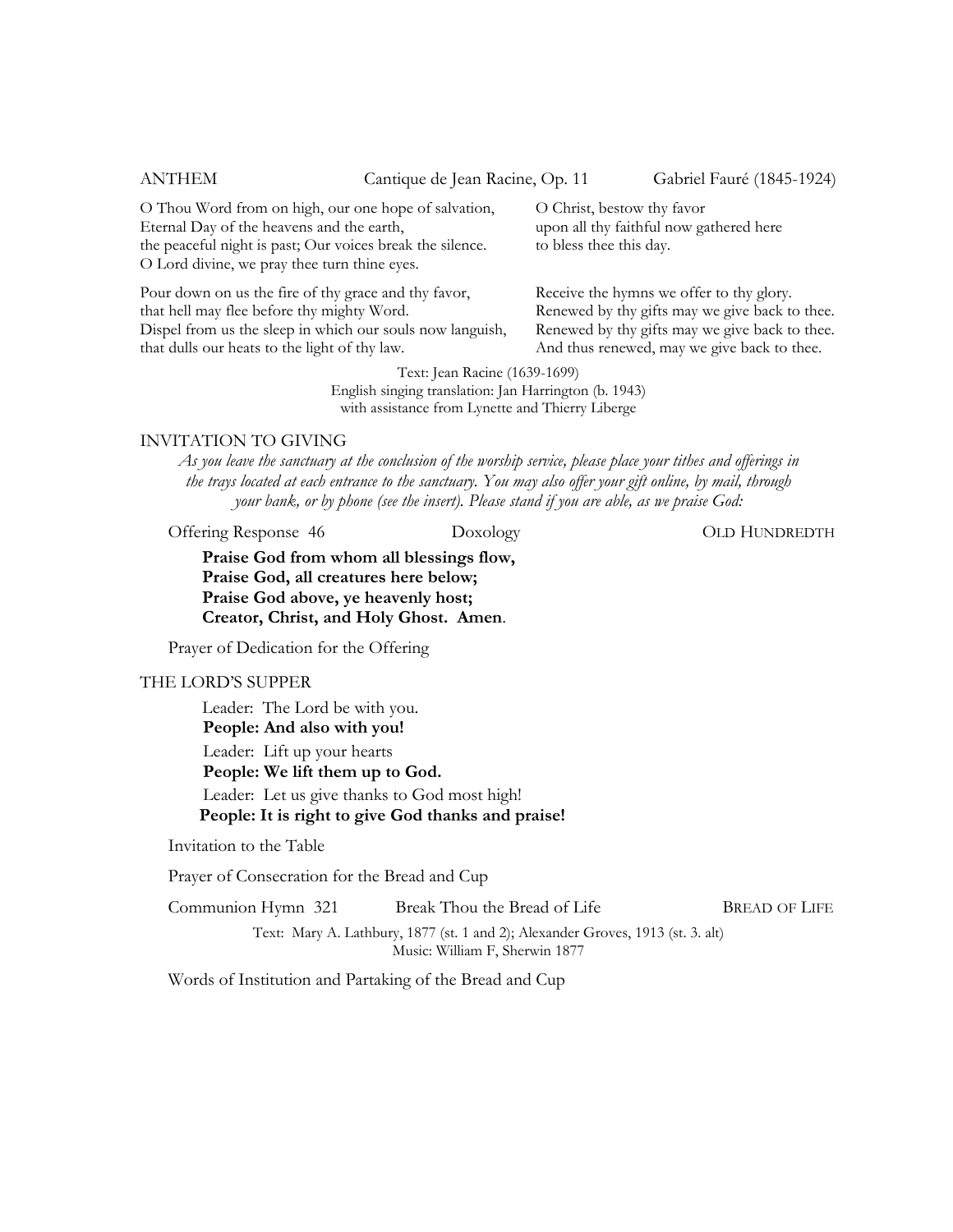ANTHEM Cantique de Jean Racine, Op. 11 Gabriel Fauré (1845-1924)

O Thou Word from on high, our one hope of salvation,
Eternal Day of the heavens and the earth,
the peaceful night is past; Our voices break the silence.
O Lord divine, we pray thee turn thine eyes.

Pour down on us the fire of thy grace and thy favor,
that hell may flee before thy mighty Word.
Dispel from us the sleep in which our souls now languish,
that dulls our heats to the light of thy law.

O Christ, bestow thy favor
upon all thy faithful now gathered here
to bless thee this day.

Receive the hymns we offer to thy glory.
Renewed by thy gifts may we give back to thee.
Renewed by thy gifts may we give back to thee.
And thus renewed, may we give back to thee.

Text: Jean Racine (1639-1699)
English singing translation: Jan Harrington (b. 1943)
with assistance from Lynette and Thierry Liberge

INVITATION TO GIVING

*As you leave the sanctuary at the conclusion of the worship service, please place your tithes and offerings in the trays located at each entrance to the sanctuary. You may also offer your gift online, by mail, through your bank, or by phone (see the insert). Please stand if you are able, as we praise God:*

Offering Response 46 Doxology OLD HUNDREDTH

**Praise God from whom all blessings flow,**
**Praise God, all creatures here below;**
**Praise God above, ye heavenly host;**
**Creator, Christ, and Holy Ghost. Amen**.

Prayer of Dedication for the Offering

THE LORD'S SUPPER

Leader: The Lord be with you.
**People: And also with you!**

Leader: Lift up your hearts
**People: We lift them up to God.**

Leader: Let us give thanks to God most high!
**People: It is right to give God thanks and praise!**

Invitation to the Table

Prayer of Consecration for the Bread and Cup

Communion Hymn 321 Break Thou the Bread of Life BREAD OF LIFE

Text: Mary A. Lathbury, 1877 (st. 1 and 2); Alexander Groves, 1913 (st. 3. alt)
Music: William F, Sherwin 1877

Words of Institution and Partaking of the Bread and Cup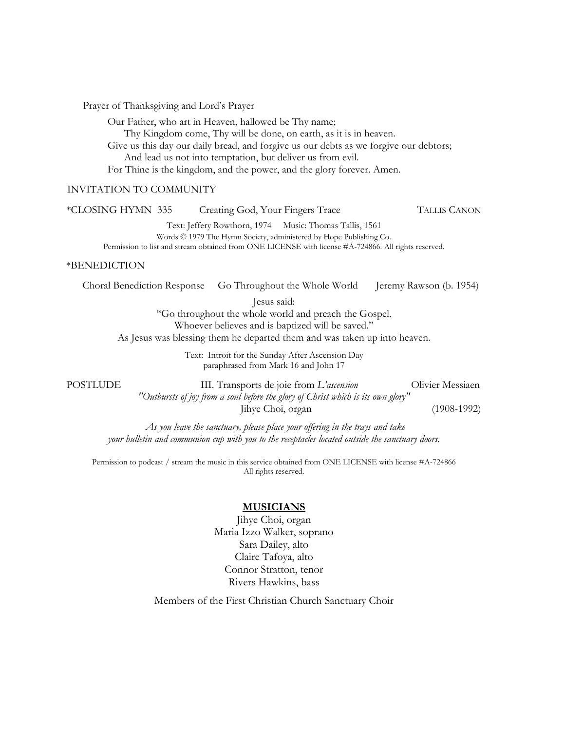Prayer of Thanksgiving and Lord's Prayer

> Our Father, who art in Heaven, hallowed be Thy name;
> Thy Kingdom come, Thy will be done, on earth, as it is in heaven.
> Give us this day our daily bread, and forgive us our debts as we forgive our debtors;
> And lead us not into temptation, but deliver us from evil.
> For Thine is the kingdom, and the power, and the glory forever. Amen.

INVITATION TO COMMUNITY

*CLOSING HYMN 335 Creating God, Your Fingers Trace TALLIS CANON

Text: Jeffery Rowthorn, 1974 Music: Thomas Tallis, 1561
Words © 1979 The Hymn Society, administered by Hope Publishing Co.
Permission to list and stream obtained from ONE LICENSE with license #A-724866. All rights reserved.

*BENEDICTION

Choral Benediction Response Go Throughout the Whole World Jeremy Rawson (b. 1954)

Jesus said:
"Go throughout the whole world and preach the Gospel.
Whoever believes and is baptized will be saved."
As Jesus was blessing them he departed them and was taken up into heaven.

Text: Introit for the Sunday After Ascension Day
paraphrased from Mark 16 and John 17

POSTLUDE III. Transports de joie from *L'ascension* Olivier Messiaen (1908-1992)
*"Outbursts of joy from a soul before the glory of Christ which is its own glory"*
Jihye Choi, organ

*As you leave the sanctuary, please place your offering in the trays and take your bulletin and communion cup with you to the receptacles located outside the sanctuary doors.*

Permission to podcast / stream the music in this service obtained from ONE LICENSE with license #A-724866
All rights reserved.

**MUSICIANS**

Jihye Choi, organ
Maria Izzo Walker, soprano
Sara Dailey, alto
Claire Tafoya, alto
Connor Stratton, tenor
Rivers Hawkins, bass

Members of the First Christian Church Sanctuary Choir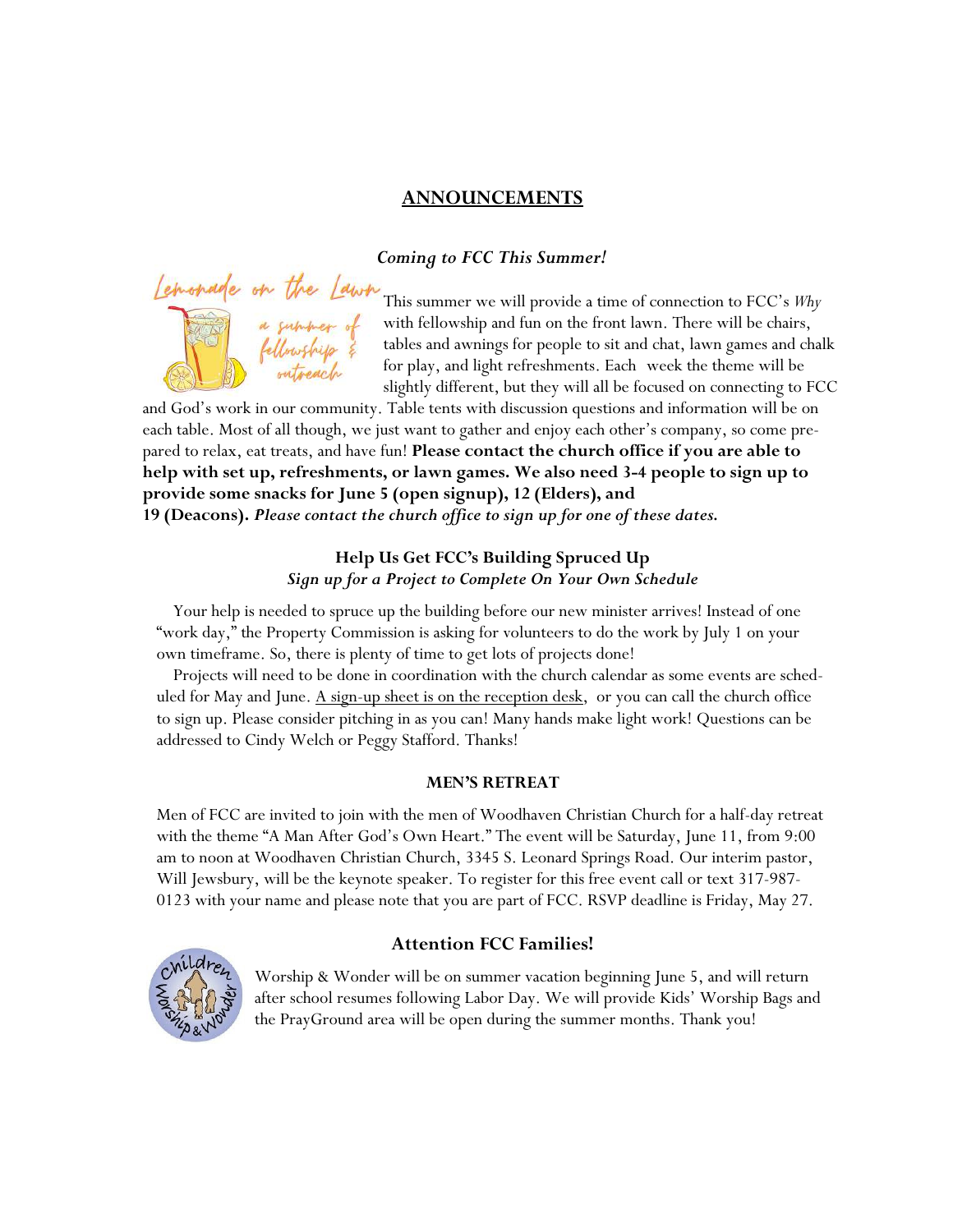## ANNOUNCEMENTS

### *Coming to FCC This Summer!*

This summer we will provide a time of connection to FCC's *Why* with fellowship and fun on the front lawn. There will be chairs, tables and awnings for people to sit and chat, lawn games and chalk for play, and light refreshments. Each week the theme will be slightly different, but they will all be focused on connecting to FCC and God's work in our community. Table tents with discussion questions and information will be on each table. Most of all though, we just want to gather and enjoy each other's company, so come prepared to relax, eat treats, and have fun! **Please contact the church office if you are able to help with set up, refreshments, or lawn games. We also need 3-4 people to sign up to provide some snacks for June 5 (open signup), 12 (Elders), and 19 (Deacons).** ***Please contact the church office to sign up for one of these dates.***

### Help Us Get FCC's Building Spruced Up

*Sign up for a Project to Complete On Your Own Schedule*

Your help is needed to spruce up the building before our new minister arrives! Instead of one "work day," the Property Commission is asking for volunteers to do the work by July 1 on your own timeframe. So, there is plenty of time to get lots of projects done!

Projects will need to be done in coordination with the church calendar as some events are scheduled for May and June. A sign-up sheet is on the reception desk, or you can call the church office to sign up. Please consider pitching in as you can! Many hands make light work! Questions can be addressed to Cindy Welch or Peggy Stafford. Thanks!

### MEN'S RETREAT

Men of FCC are invited to join with the men of Woodhaven Christian Church for a half-day retreat with the theme "A Man After God's Own Heart." The event will be Saturday, June 11, from 9:00 am to noon at Woodhaven Christian Church, 3345 S. Leonard Springs Road. Our interim pastor, Will Jewsbury, will be the keynote speaker. To register for this free event call or text 317-987-0123 with your name and please note that you are part of FCC. RSVP deadline is Friday, May 27.

### Attention FCC Families!

Worship & Wonder will be on summer vacation beginning June 5, and will return after school resumes following Labor Day. We will provide Kids' Worship Bags and the PrayGround area will be open during the summer months. Thank you!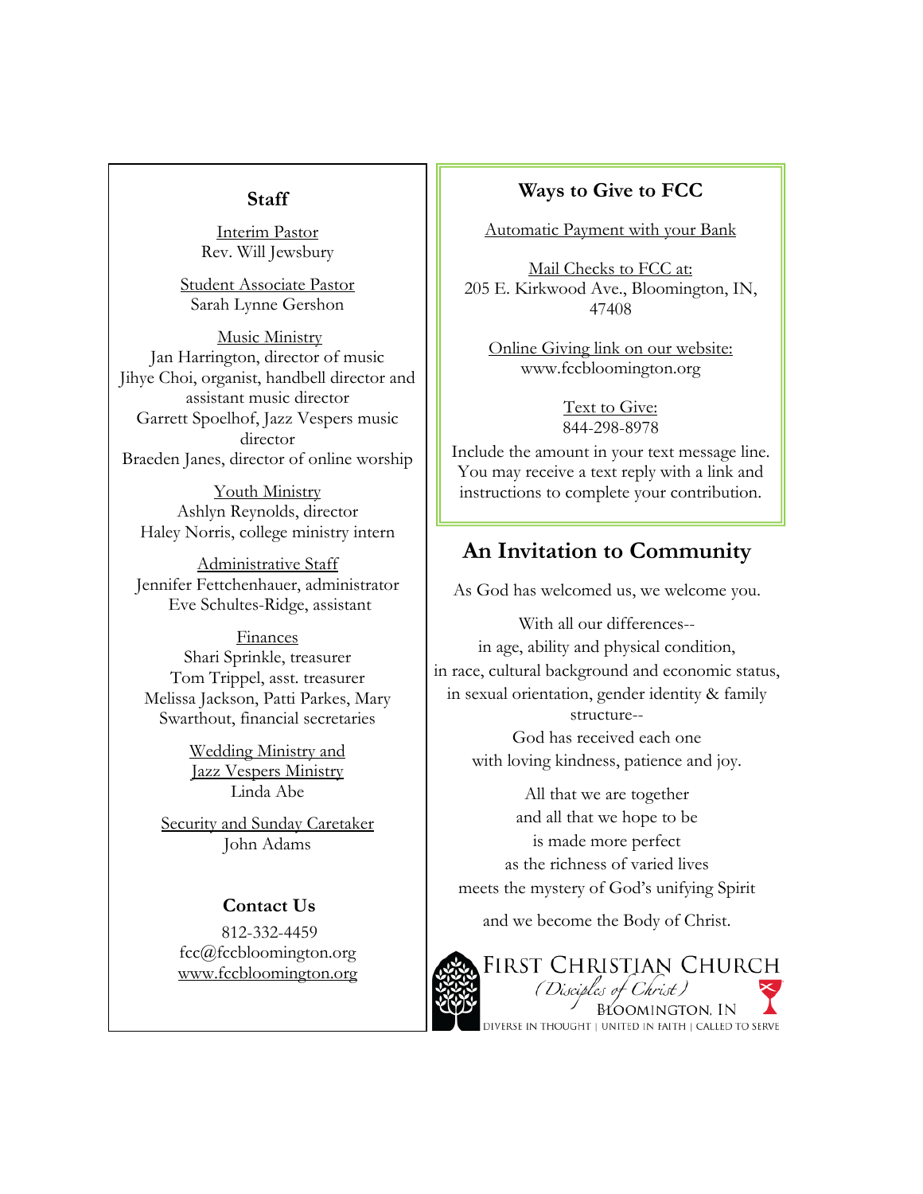## Staff

Interim Pastor
Rev. Will Jewsbury

Student Associate Pastor
Sarah Lynne Gershon

Music Ministry
Jan Harrington, director of music
Jihye Choi, organist, handbell director and assistant music director
Garrett Spoelhof, Jazz Vespers music director
Braeden Janes, director of online worship

Youth Ministry
Ashlyn Reynolds, director
Haley Norris, college ministry intern

Administrative Staff
Jennifer Fettchenhauer, administrator
Eve Schultes-Ridge, assistant

Finances
Shari Sprinkle, treasurer
Tom Trippel, asst. treasurer
Melissa Jackson, Patti Parkes, Mary Swarthout, financial secretaries

Wedding Ministry and Jazz Vespers Ministry
Linda Abe

Security and Sunday Caretaker
John Adams

### Contact Us

812-332-4459
fcc@fccbloomington.org
www.fccbloomington.org

## Ways to Give to FCC

Automatic Payment with your Bank

Mail Checks to FCC at:
205 E. Kirkwood Ave., Bloomington, IN, 47408

Online Giving link on our website:
www.fccbloomington.org

Text to Give:
844-298-8978

Include the amount in your text message line. You may receive a text reply with a link and instructions to complete your contribution.

## An Invitation to Community

As God has welcomed us, we welcome you.

With all our differences--
in age, ability and physical condition,
in race, cultural background and economic status,
in sexual orientation, gender identity & family structure--
God has received each one
with loving kindness, patience and joy.

All that we are together
and all that we hope to be
is made more perfect
as the richness of varied lives
meets the mystery of God's unifying Spirit

and we become the Body of Christ.

FIRST CHRISTIAN CHURCH
(Disciples of Christ)
BLOOMINGTON, IN
DIVERSE IN THOUGHT | UNITED IN FAITH | CALLED TO SERVE